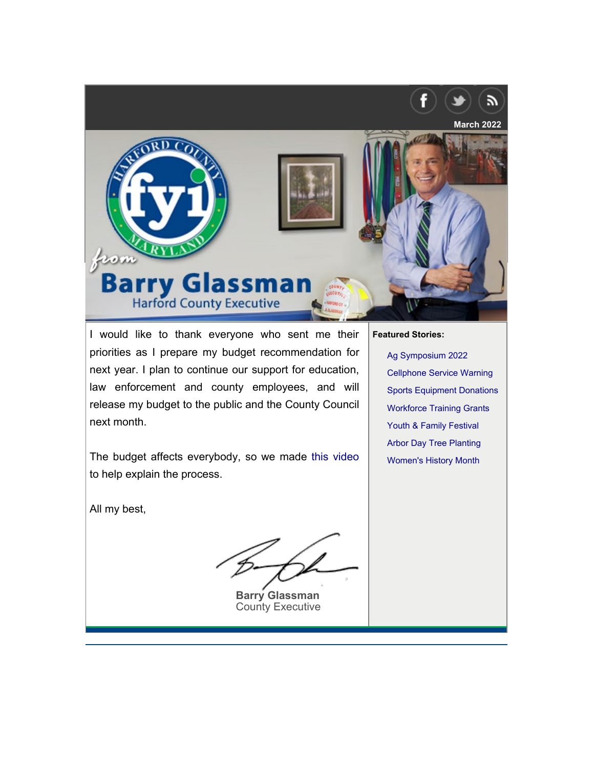March 2022

# Harford County fyi Maryland from Barry Glassman

## Harford County Executive

I would like to thank everyone who sent me their priorities as I prepare my budget recommendation for next year. I plan to continue our support for education, law enforcement and county employees, and will release my budget to the public and the County Council next month.

The budget affects everybody, so we made this video to help explain the process.

All my best,

**Barry Glassman**
County Executive

**Featured Stories:**

- Ag Symposium 2022
- Cellphone Service Warning
- Sports Equipment Donations
- Workforce Training Grants
- Youth & Family Festival
- Arbor Day Tree Planting
- Women's History Month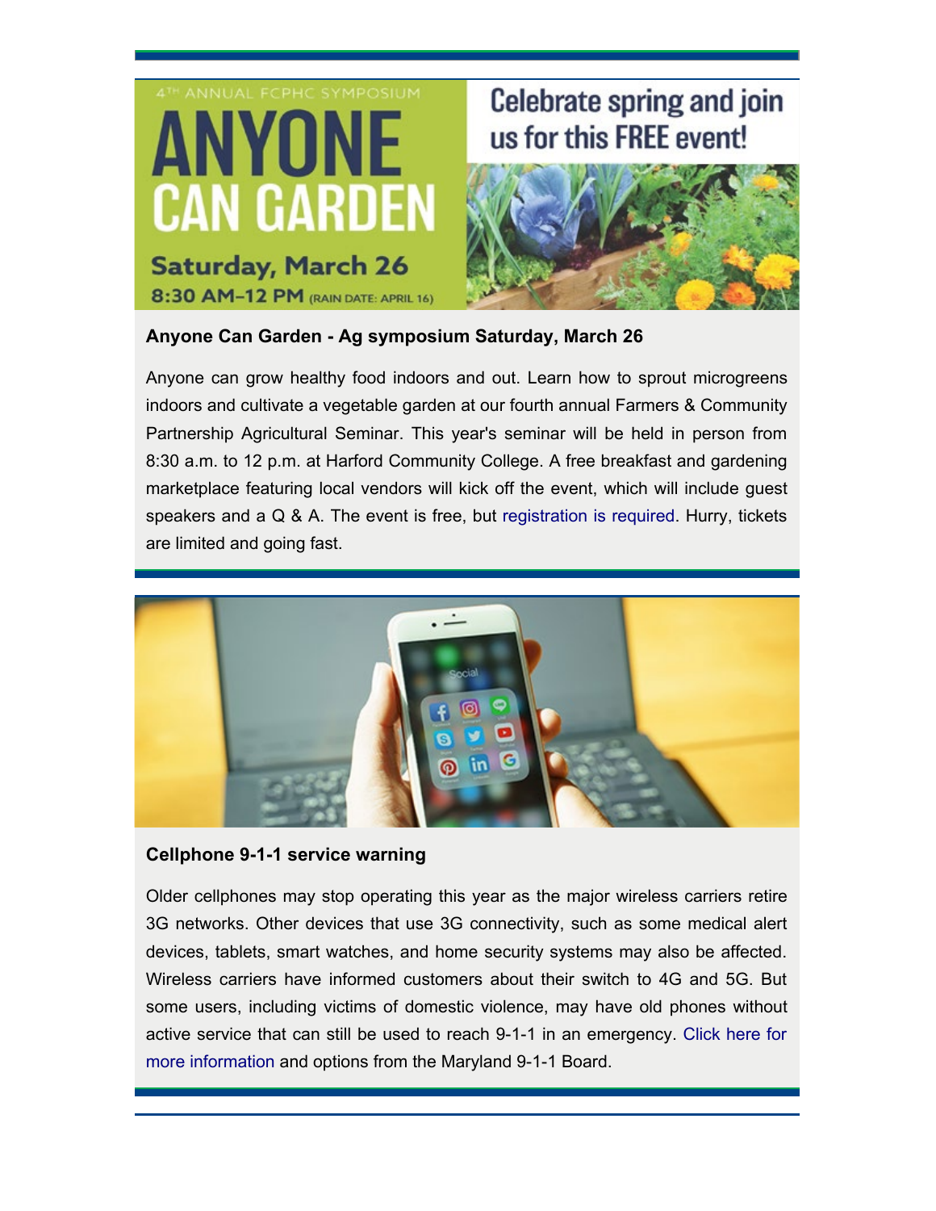4TH ANNUAL FCPHC SYMPOSIUM

# ANYONE CAN GARDEN

**Saturday, March 26**

**8:30 AM–12 PM** (RAIN DATE: APRIL 16)

Celebrate spring and join us for this FREE event!

### Anyone Can Garden - Ag symposium Saturday, March 26

Anyone can grow healthy food indoors and out. Learn how to sprout microgreens indoors and cultivate a vegetable garden at our fourth annual Farmers & Community Partnership Agricultural Seminar. This year's seminar will be held in person from 8:30 a.m. to 12 p.m. at Harford Community College. A free breakfast and gardening marketplace featuring local vendors will kick off the event, which will include guest speakers and a Q & A. The event is free, but registration is required. Hurry, tickets are limited and going fast.

### Cellphone 9-1-1 service warning

Older cellphones may stop operating this year as the major wireless carriers retire 3G networks. Other devices that use 3G connectivity, such as some medical alert devices, tablets, smart watches, and home security systems may also be affected. Wireless carriers have informed customers about their switch to 4G and 5G. But some users, including victims of domestic violence, may have old phones without active service that can still be used to reach 9-1-1 in an emergency. Click here for more information and options from the Maryland 9-1-1 Board.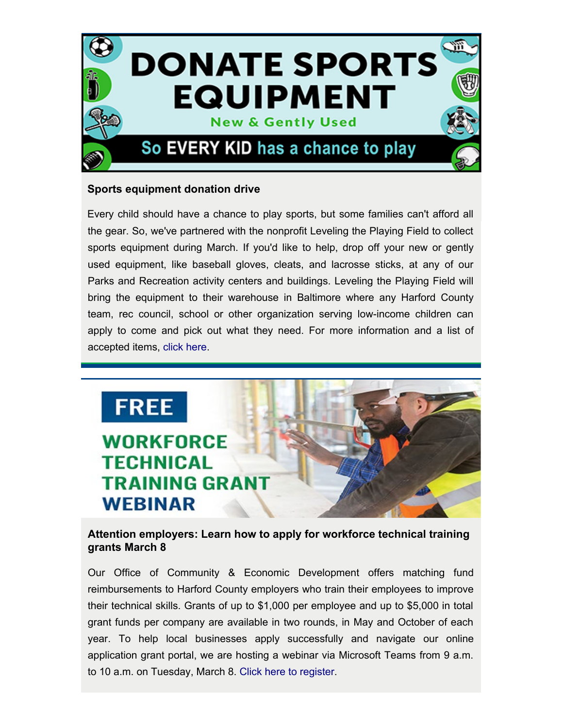DONATE SPORTS EQUIPMENT

New & Gently Used

So EVERY KID has a chance to play

### Sports equipment donation drive

Every child should have a chance to play sports, but some families can't afford all the gear. So, we've partnered with the nonprofit Leveling the Playing Field to collect sports equipment during March. If you'd like to help, drop off your new or gently used equipment, like baseball gloves, cleats, and lacrosse sticks, at any of our Parks and Recreation activity centers and buildings. Leveling the Playing Field will bring the equipment to their warehouse in Baltimore where any Harford County team, rec council, school or other organization serving low-income children can apply to come and pick out what they need. For more information and a list of accepted items, click here.

---

FREE

WORKFORCE TECHNICAL TRAINING GRANT WEBINAR

### Attention employers: Learn how to apply for workforce technical training grants March 8

Our Office of Community & Economic Development offers matching fund reimbursements to Harford County employers who train their employees to improve their technical skills. Grants of up to $1,000 per employee and up to $5,000 in total grant funds per company are available in two rounds, in May and October of each year. To help local businesses apply successfully and navigate our online application grant portal, we are hosting a webinar via Microsoft Teams from 9 a.m. to 10 a.m. on Tuesday, March 8. Click here to register.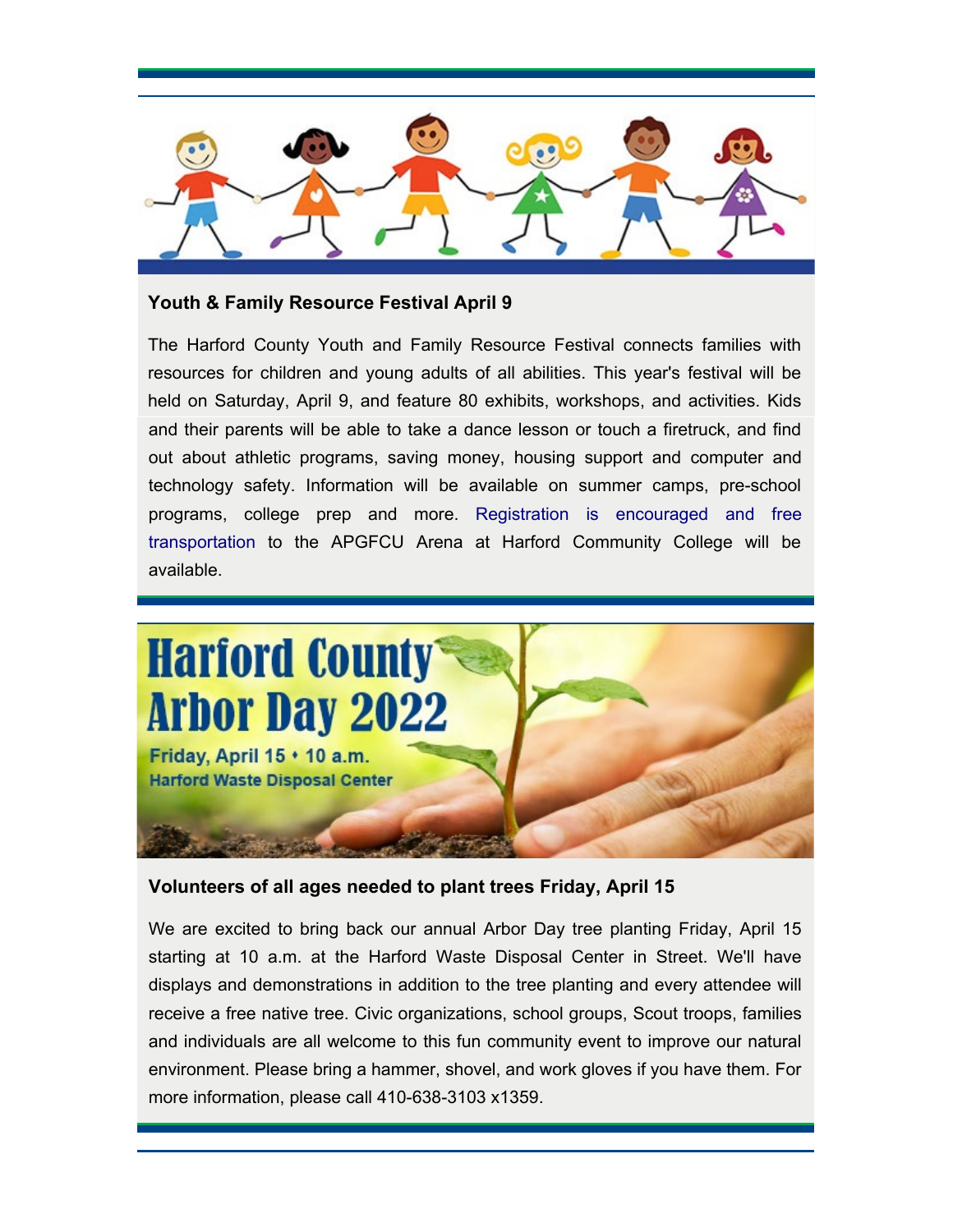### Youth & Family Resource Festival April 9

The Harford County Youth and Family Resource Festival connects families with resources for children and young adults of all abilities. This year's festival will be held on Saturday, April 9, and feature 80 exhibits, workshops, and activities. Kids and their parents will be able to take a dance lesson or touch a firetruck, and find out about athletic programs, saving money, housing support and computer and technology safety. Information will be available on summer camps, pre-school programs, college prep and more. Registration is encouraged and free transportation to the APGFCU Arena at Harford Community College will be available.

Harford County Arbor Day 2022

Friday, April 15 • 10 a.m.

Harford Waste Disposal Center

### Volunteers of all ages needed to plant trees Friday, April 15

We are excited to bring back our annual Arbor Day tree planting Friday, April 15 starting at 10 a.m. at the Harford Waste Disposal Center in Street. We'll have displays and demonstrations in addition to the tree planting and every attendee will receive a free native tree. Civic organizations, school groups, Scout troops, families and individuals are all welcome to this fun community event to improve our natural environment. Please bring a hammer, shovel, and work gloves if you have them. For more information, please call 410-638-3103 x1359.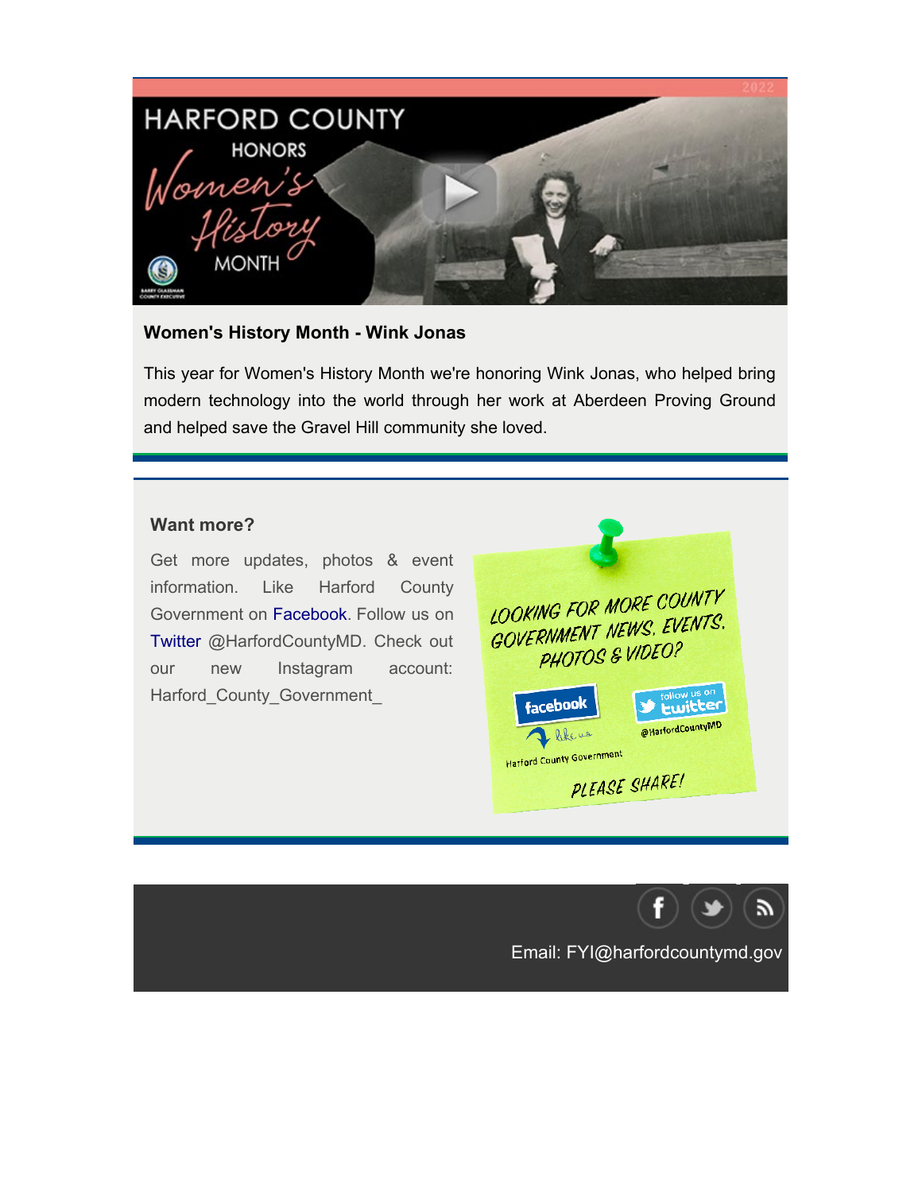**Women's History Month - Wink Jonas**

This year for Women's History Month we're honoring Wink Jonas, who helped bring modern technology into the world through her work at Aberdeen Proving Ground and helped save the Gravel Hill community she loved.

**Want more?**

Get more updates, photos & event information. Like Harford County Government on Facebook. Follow us on Twitter @HarfordCountyMD. Check out our new Instagram account: Harford_County_Government_

Email: FYI@harfordcountymd.gov